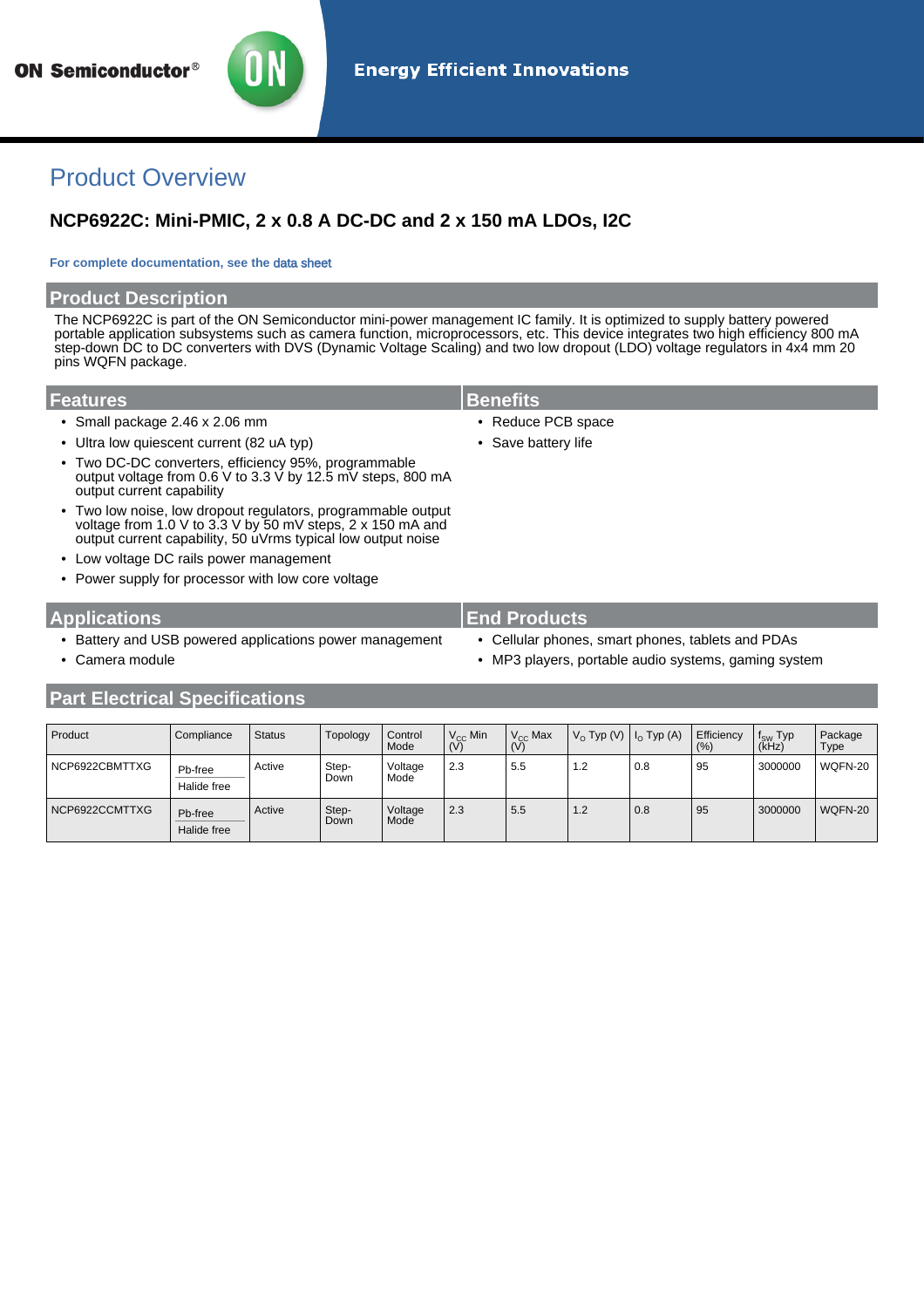ON Semiconductor® — Energy Efficient Innovations

# Product Overview

## NCP6922C: Mini-PMIC, 2 x 0.8 A DC-DC and 2 x 150 mA LDOs, I2C

**For complete documentation, see the data sheet**

## Product Description

The NCP6922C is part of the ON Semiconductor mini-power management IC family. It is optimized to supply battery powered portable application subsystems such as camera function, microprocessors, etc. This device integrates two high efficiency 800 mA step-down DC to DC converters with DVS (Dynamic Voltage Scaling) and two low dropout (LDO) voltage regulators in 4x4 mm 20 pins WQFN package.

## Features

- Small package 2.46 x 2.06 mm
- Ultra low quiescent current (82 uA typ)
- Two DC-DC converters, efficiency 95%, programmable output voltage from 0.6 V to 3.3 V by 12.5 mV steps, 800 mA output current capability
- Two low noise, low dropout regulators, programmable output voltage from 1.0 V to 3.3 V by 50 mV steps, 2 x 150 mA and output current capability, 50 uVrms typical low output noise
- Low voltage DC rails power management
- Power supply for processor with low core voltage

## Benefits

- Reduce PCB space
- Save battery life

## Applications

- Battery and USB powered applications power management
- Camera module

## End Products

- Cellular phones, smart phones, tablets and PDAs
- MP3 players, portable audio systems, gaming system

## Part Electrical Specifications

| Product | Compliance | Status | Topology | Control Mode | $V_{CC}$ Min (V) | $V_{CC}$ Max (V) | $V_O$ Typ (V) | $I_O$ Typ (A) | Efficiency (%) | $f_{SW}$ Typ (kHz) | Package Type |
|---|---|---|---|---|---|---|---|---|---|---|---|
| NCP6922CBMTTXG | Pb-free<br>Halide free | Active | Step-Down | Voltage Mode | 2.3 | 5.5 | 1.2 | 0.8 | 95 | 3000000 | WQFN-20 |
| NCP6922CCMTTXG | Pb-free<br>Halide free | Active | Step-Down | Voltage Mode | 2.3 | 5.5 | 1.2 | 0.8 | 95 | 3000000 | WQFN-20 |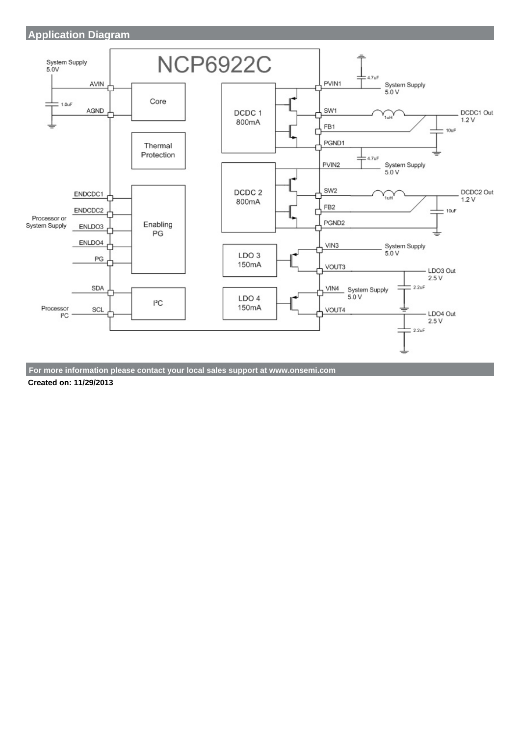## Application Diagram

NCP6922C

System Supply
5.0V

AVIN

1.0uF

AGND

Core

Thermal
Protection

ENDCDC1

ENDCDC2

Processor or
System Supply

ENLDO3

ENLDO4

PG

Enabling
PG

SDA

Processor
I²C

SCL

I²C

DCDC 1
800mA

DCDC 2
800mA

LDO 3
150mA

LDO 4
150mA

4.7uF

PVIN1

System Supply
5.0 V

SW1

1uH

DCDC1 Out
1.2 V

FB1

10uF

PGND1

4.7uF

PVIN2

System Supply
5.0 V

SW2

1uH

DCDC2 Out
1.2 V

FB2

10uF

PGND2

VIN3

System Supply
5.0 V

VOUT3

LDO3 Out
2.5 V

2.2uF

VIN4

System Supply
5.0 V

VOUT4

LDO4 Out
2.5 V

2.2uF

**For more information please contact your local sales support at www.onsemi.com**

**Created on: 11/29/2013**